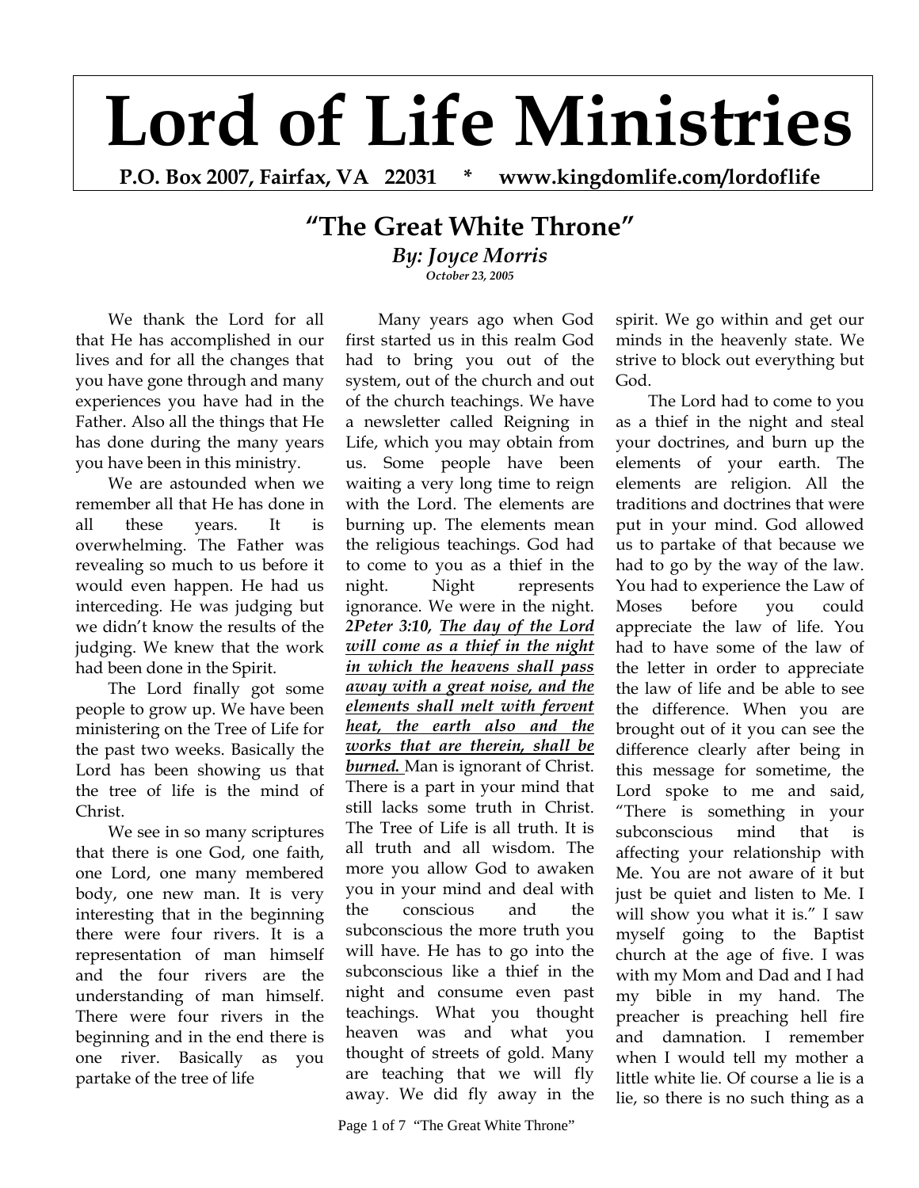# Lord of Life Ministries

**P.O. Box 2007, Fairfax, VA 22031 * www.kingdomlife.com/lordoflife**

## "The Great White Throne"

***By: Joyce Morris***

***October 23, 2005***

We thank the Lord for all that He has accomplished in our lives and for all the changes that you have gone through and many experiences you have had in the Father. Also all the things that He has done during the many years you have been in this ministry.

We are astounded when we remember all that He has done in all these years. It is overwhelming. The Father was revealing so much to us before it would even happen. He had us interceding. He was judging but we didn't know the results of the judging. We knew that the work had been done in the Spirit.

The Lord finally got some people to grow up. We have been ministering on the Tree of Life for the past two weeks. Basically the Lord has been showing us that the tree of life is the mind of Christ.

We see in so many scriptures that there is one God, one faith, one Lord, one many membered body, one new man. It is very interesting that in the beginning there were four rivers. It is a representation of man himself and the four rivers are the understanding of man himself. There were four rivers in the beginning and in the end there is one river. Basically as you partake of the tree of life

Many years ago when God first started us in this realm God had to bring you out of the system, out of the church and out of the church teachings. We have a newsletter called Reigning in Life, which you may obtain from us. Some people have been waiting a very long time to reign with the Lord. The elements are burning up. The elements mean the religious teachings. God had to come to you as a thief in the night. Night represents ignorance. We were in the night. ***2Peter 3:10, The day of the Lord will come as a thief in the night in which the heavens shall pass away with a great noise, and the elements shall melt with fervent heat, the earth also and the works that are therein, shall be burned.*** Man is ignorant of Christ. There is a part in your mind that still lacks some truth in Christ. The Tree of Life is all truth. It is all truth and all wisdom. The more you allow God to awaken you in your mind and deal with the conscious and the subconscious the more truth you will have. He has to go into the subconscious like a thief in the night and consume even past teachings. What you thought heaven was and what you thought of streets of gold. Many are teaching that we will fly away. We did fly away in the spirit. We go within and get our minds in the heavenly state. We strive to block out everything but God.

The Lord had to come to you as a thief in the night and steal your doctrines, and burn up the elements of your earth. The elements are religion. All the traditions and doctrines that were put in your mind. God allowed us to partake of that because we had to go by the way of the law. You had to experience the Law of Moses before you could appreciate the law of life. You had to have some of the law of the letter in order to appreciate the law of life and be able to see the difference. When you are brought out of it you can see the difference clearly after being in this message for sometime, the Lord spoke to me and said, "There is something in your subconscious mind that is affecting your relationship with Me. You are not aware of it but just be quiet and listen to Me. I will show you what it is." I saw myself going to the Baptist church at the age of five. I was with my Mom and Dad and I had my bible in my hand. The preacher is preaching hell fire and damnation. I remember when I would tell my mother a little white lie. Of course a lie is a lie, so there is no such thing as a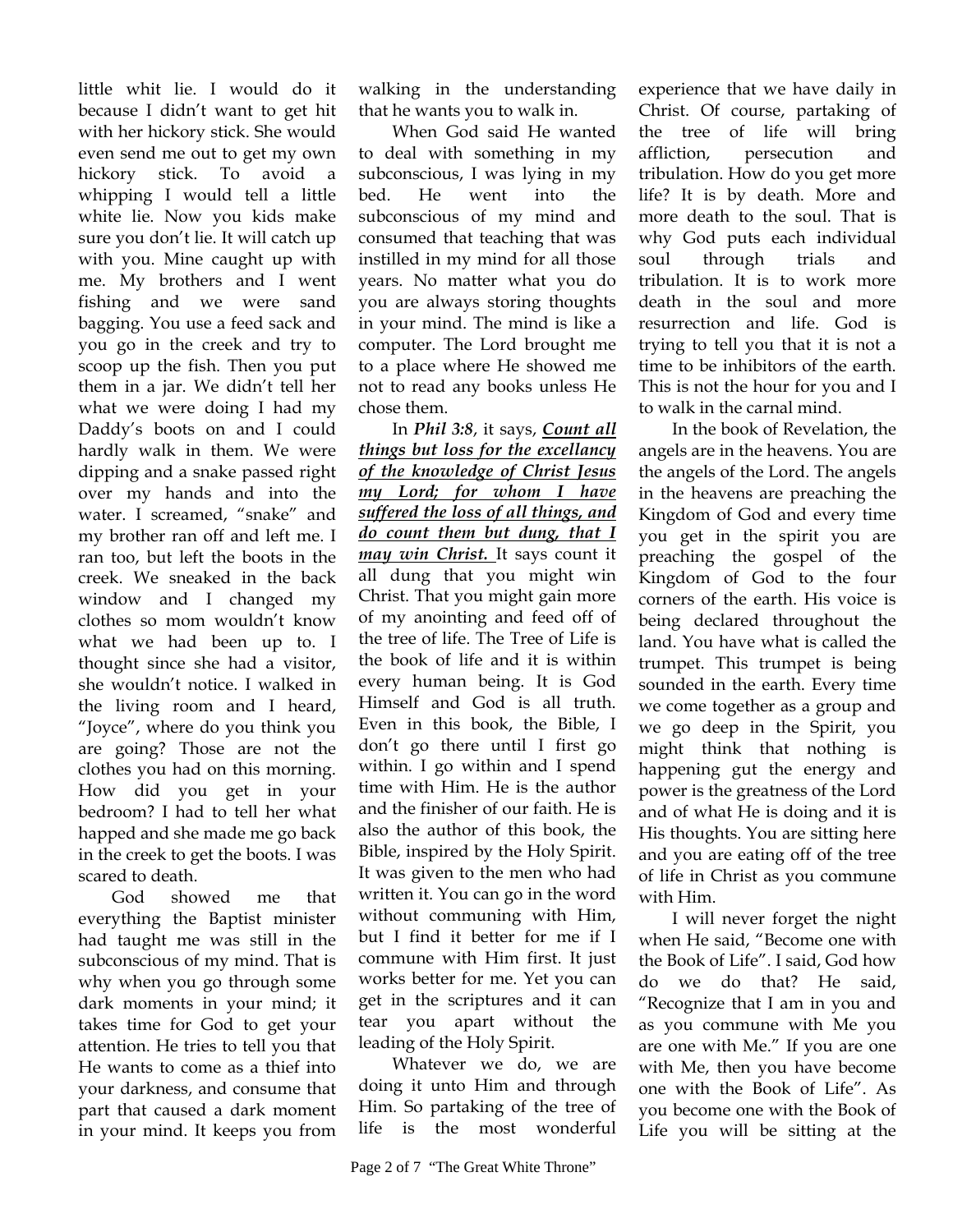little whit lie. I would do it because I didn't want to get hit with her hickory stick. She would even send me out to get my own hickory stick. To avoid a whipping I would tell a little white lie. Now you kids make sure you don't lie. It will catch up with you. Mine caught up with me. My brothers and I went fishing and we were sand bagging. You use a feed sack and you go in the creek and try to scoop up the fish. Then you put them in a jar. We didn't tell her what we were doing I had my Daddy's boots on and I could hardly walk in them. We were dipping and a snake passed right over my hands and into the water. I screamed, "snake" and my brother ran off and left me. I ran too, but left the boots in the creek. We sneaked in the back window and I changed my clothes so mom wouldn't know what we had been up to. I thought since she had a visitor, she wouldn't notice. I walked in the living room and I heard, "Joyce", where do you think you are going? Those are not the clothes you had on this morning. How did you get in your bedroom? I had to tell her what happed and she made me go back in the creek to get the boots. I was scared to death.

God showed me that everything the Baptist minister had taught me was still in the subconscious of my mind. That is why when you go through some dark moments in your mind; it takes time for God to get your attention. He tries to tell you that He wants to come as a thief into your darkness, and consume that part that caused a dark moment in your mind. It keeps you from walking in the understanding that he wants you to walk in.

When God said He wanted to deal with something in my subconscious, I was lying in my bed. He went into the subconscious of my mind and consumed that teaching that was instilled in my mind for all those years. No matter what you do you are always storing thoughts in your mind. The mind is like a computer. The Lord brought me to a place where He showed me not to read any books unless He chose them.

In ***Phil 3:8***, it says, ***<u>Count all things but loss for the excellancy of the knowledge of Christ Jesus my Lord; for whom I have suffered the loss of all things, and do count them but dung, that I may win Christ.</u>*** It says count it all dung that you might win Christ. That you might gain more of my anointing and feed off of the tree of life. The Tree of Life is the book of life and it is within every human being. It is God Himself and God is all truth. Even in this book, the Bible, I don't go there until I first go within. I go within and I spend time with Him. He is the author and the finisher of our faith. He is also the author of this book, the Bible, inspired by the Holy Spirit. It was given to the men who had written it. You can go in the word without communing with Him, but I find it better for me if I commune with Him first. It just works better for me. Yet you can get in the scriptures and it can tear you apart without the leading of the Holy Spirit.

Whatever we do, we are doing it unto Him and through Him. So partaking of the tree of life is the most wonderful experience that we have daily in Christ. Of course, partaking of the tree of life will bring affliction, persecution and tribulation. How do you get more life? It is by death. More and more death to the soul. That is why God puts each individual soul through trials and tribulation. It is to work more death in the soul and more resurrection and life. God is trying to tell you that it is not a time to be inhibitors of the earth. This is not the hour for you and I to walk in the carnal mind.

In the book of Revelation, the angels are in the heavens. You are the angels of the Lord. The angels in the heavens are preaching the Kingdom of God and every time you get in the spirit you are preaching the gospel of the Kingdom of God to the four corners of the earth. His voice is being declared throughout the land. You have what is called the trumpet. This trumpet is being sounded in the earth. Every time we come together as a group and we go deep in the Spirit, you might think that nothing is happening gut the energy and power is the greatness of the Lord and of what He is doing and it is His thoughts. You are sitting here and you are eating off of the tree of life in Christ as you commune with Him.

I will never forget the night when He said, "Become one with the Book of Life". I said, God how do we do that? He said, "Recognize that I am in you and as you commune with Me you are one with Me." If you are one with Me, then you have become one with the Book of Life". As you become one with the Book of Life you will be sitting at the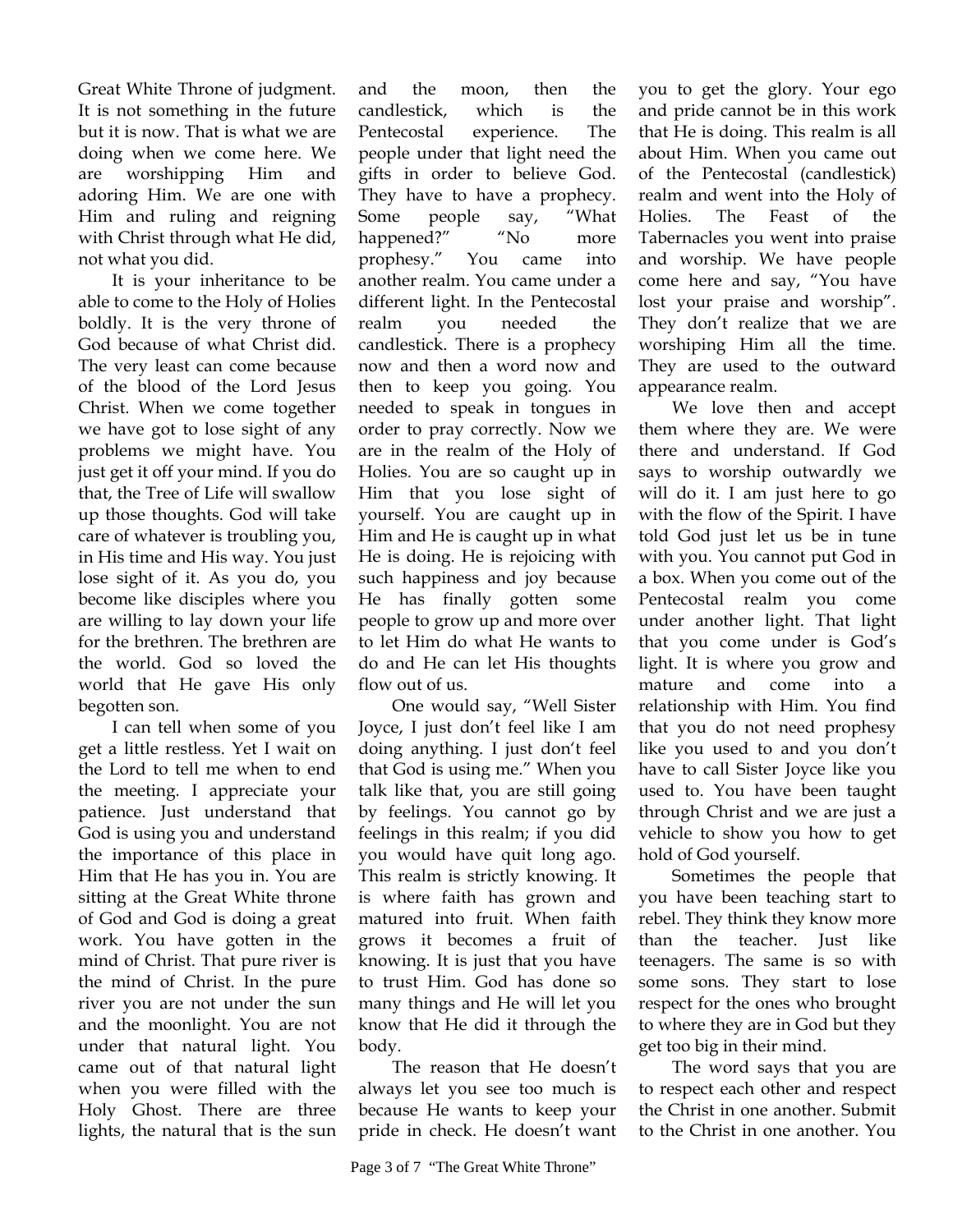Great White Throne of judgment. It is not something in the future but it is now. That is what we are doing when we come here. We are worshipping Him and adoring Him. We are one with Him and ruling and reigning with Christ through what He did, not what you did.

It is your inheritance to be able to come to the Holy of Holies boldly. It is the very throne of God because of what Christ did. The very least can come because of the blood of the Lord Jesus Christ. When we come together we have got to lose sight of any problems we might have. You just get it off your mind. If you do that, the Tree of Life will swallow up those thoughts. God will take care of whatever is troubling you, in His time and His way. You just lose sight of it. As you do, you become like disciples where you are willing to lay down your life for the brethren. The brethren are the world. God so loved the world that He gave His only begotten son.

I can tell when some of you get a little restless. Yet I wait on the Lord to tell me when to end the meeting. I appreciate your patience. Just understand that God is using you and understand the importance of this place in Him that He has you in. You are sitting at the Great White throne of God and God is doing a great work. You have gotten in the mind of Christ. That pure river is the mind of Christ. In the pure river you are not under the sun and the moonlight. You are not under that natural light. You came out of that natural light when you were filled with the Holy Ghost. There are three lights, the natural that is the sun and the moon, then the candlestick, which is the Pentecostal experience. The people under that light need the gifts in order to believe God. They have to have a prophecy. Some people say, "What happened?" "No more prophesy." You came into another realm. You came under a different light. In the Pentecostal realm you needed the candlestick. There is a prophecy now and then a word now and then to keep you going. You needed to speak in tongues in order to pray correctly. Now we are in the realm of the Holy of Holies. You are so caught up in Him that you lose sight of yourself. You are caught up in Him and He is caught up in what He is doing. He is rejoicing with such happiness and joy because He has finally gotten some people to grow up and more over to let Him do what He wants to do and He can let His thoughts flow out of us.

One would say, "Well Sister Joyce, I just don't feel like I am doing anything. I just don't feel that God is using me." When you talk like that, you are still going by feelings. You cannot go by feelings in this realm; if you did you would have quit long ago. This realm is strictly knowing. It is where faith has grown and matured into fruit. When faith grows it becomes a fruit of knowing. It is just that you have to trust Him. God has done so many things and He will let you know that He did it through the body.

The reason that He doesn't always let you see too much is because He wants to keep your pride in check. He doesn't want you to get the glory. Your ego and pride cannot be in this work that He is doing. This realm is all about Him. When you came out of the Pentecostal (candlestick) realm and went into the Holy of Holies. The Feast of the Tabernacles you went into praise and worship. We have people come here and say, "You have lost your praise and worship". They don't realize that we are worshiping Him all the time. They are used to the outward appearance realm.

We love then and accept them where they are. We were there and understand. If God says to worship outwardly we will do it. I am just here to go with the flow of the Spirit. I have told God just let us be in tune with you. You cannot put God in a box. When you come out of the Pentecostal realm you come under another light. That light that you come under is God's light. It is where you grow and mature and come into a relationship with Him. You find that you do not need prophesy like you used to and you don't have to call Sister Joyce like you used to. You have been taught through Christ and we are just a vehicle to show you how to get hold of God yourself.

Sometimes the people that you have been teaching start to rebel. They think they know more than the teacher. Just like teenagers. The same is so with some sons. They start to lose respect for the ones who brought to where they are in God but they get too big in their mind.

The word says that you are to respect each other and respect the Christ in one another. Submit to the Christ in one another. You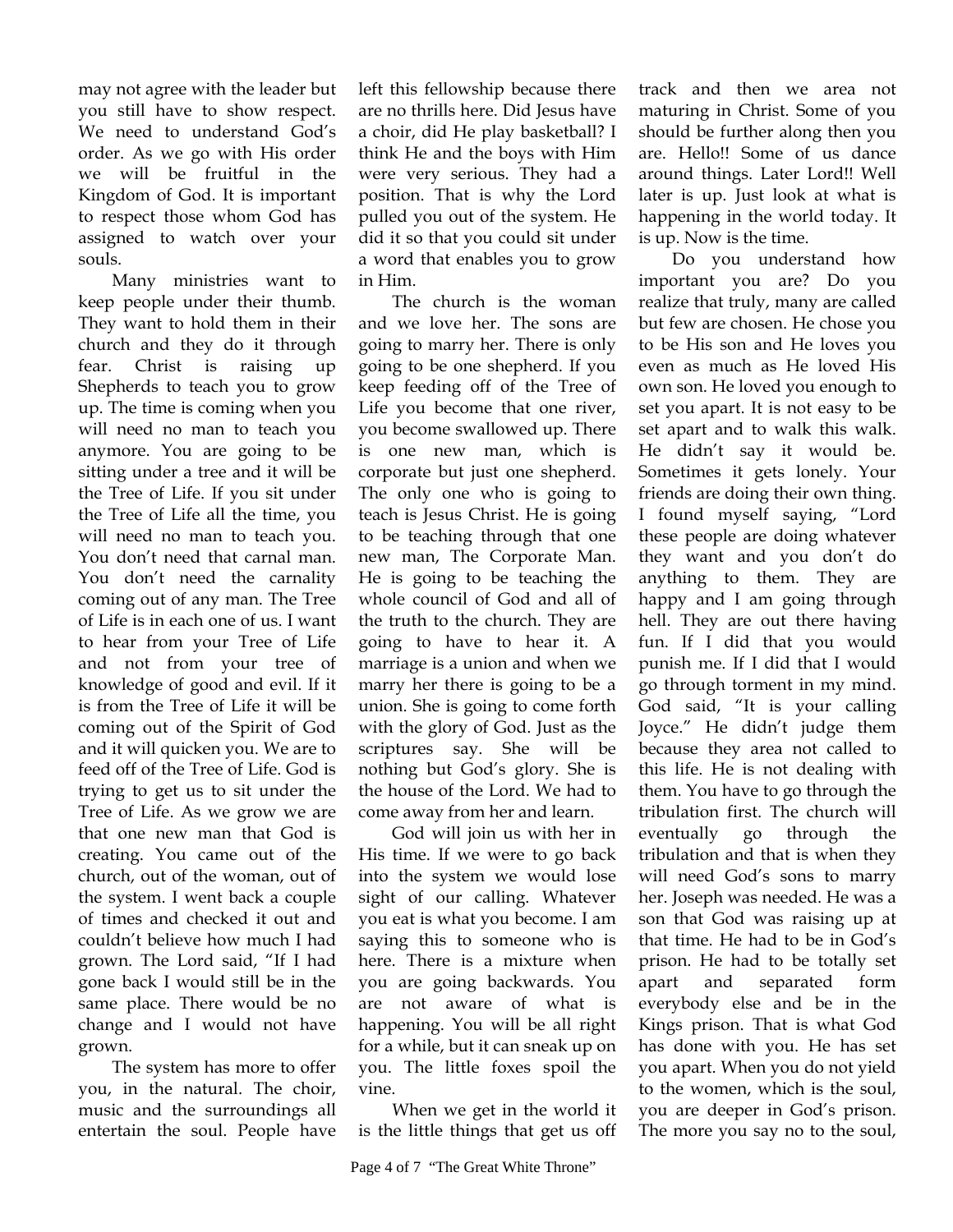may not agree with the leader but you still have to show respect. We need to understand God's order. As we go with His order we will be fruitful in the Kingdom of God. It is important to respect those whom God has assigned to watch over your souls.

Many ministries want to keep people under their thumb. They want to hold them in their church and they do it through fear. Christ is raising up Shepherds to teach you to grow up. The time is coming when you will need no man to teach you anymore. You are going to be sitting under a tree and it will be the Tree of Life. If you sit under the Tree of Life all the time, you will need no man to teach you. You don't need that carnal man. You don't need the carnality coming out of any man. The Tree of Life is in each one of us. I want to hear from your Tree of Life and not from your tree of knowledge of good and evil. If it is from the Tree of Life it will be coming out of the Spirit of God and it will quicken you. We are to feed off of the Tree of Life. God is trying to get us to sit under the Tree of Life. As we grow we are that one new man that God is creating. You came out of the church, out of the woman, out of the system. I went back a couple of times and checked it out and couldn't believe how much I had grown. The Lord said, "If I had gone back I would still be in the same place. There would be no change and I would not have grown.

The system has more to offer you, in the natural. The choir, music and the surroundings all entertain the soul. People have left this fellowship because there are no thrills here. Did Jesus have a choir, did He play basketball? I think He and the boys with Him were very serious. They had a position. That is why the Lord pulled you out of the system. He did it so that you could sit under a word that enables you to grow in Him.

The church is the woman and we love her. The sons are going to marry her. There is only going to be one shepherd. If you keep feeding off of the Tree of Life you become that one river, you become swallowed up. There is one new man, which is corporate but just one shepherd. The only one who is going to teach is Jesus Christ. He is going to be teaching through that one new man, The Corporate Man. He is going to be teaching the whole council of God and all of the truth to the church. They are going to have to hear it. A marriage is a union and when we marry her there is going to be a union. She is going to come forth with the glory of God. Just as the scriptures say. She will be nothing but God's glory. She is the house of the Lord. We had to come away from her and learn.

God will join us with her in His time. If we were to go back into the system we would lose sight of our calling. Whatever you eat is what you become. I am saying this to someone who is here. There is a mixture when you are going backwards. You are not aware of what is happening. You will be all right for a while, but it can sneak up on you. The little foxes spoil the vine.

When we get in the world it is the little things that get us off track and then we area not maturing in Christ. Some of you should be further along then you are. Hello!! Some of us dance around things. Later Lord!! Well later is up. Just look at what is happening in the world today. It is up. Now is the time.

Do you understand how important you are? Do you realize that truly, many are called but few are chosen. He chose you to be His son and He loves you even as much as He loved His own son. He loved you enough to set you apart. It is not easy to be set apart and to walk this walk. He didn't say it would be. Sometimes it gets lonely. Your friends are doing their own thing. I found myself saying, "Lord these people are doing whatever they want and you don't do anything to them. They are happy and I am going through hell. They are out there having fun. If I did that you would punish me. If I did that I would go through torment in my mind. God said, "It is your calling Joyce." He didn't judge them because they area not called to this life. He is not dealing with them. You have to go through the tribulation first. The church will eventually go through the tribulation and that is when they will need God's sons to marry her. Joseph was needed. He was a son that God was raising up at that time. He had to be in God's prison. He had to be totally set apart and separated form everybody else and be in the Kings prison. That is what God has done with you. He has set you apart. When you do not yield to the women, which is the soul, you are deeper in God's prison. The more you say no to the soul,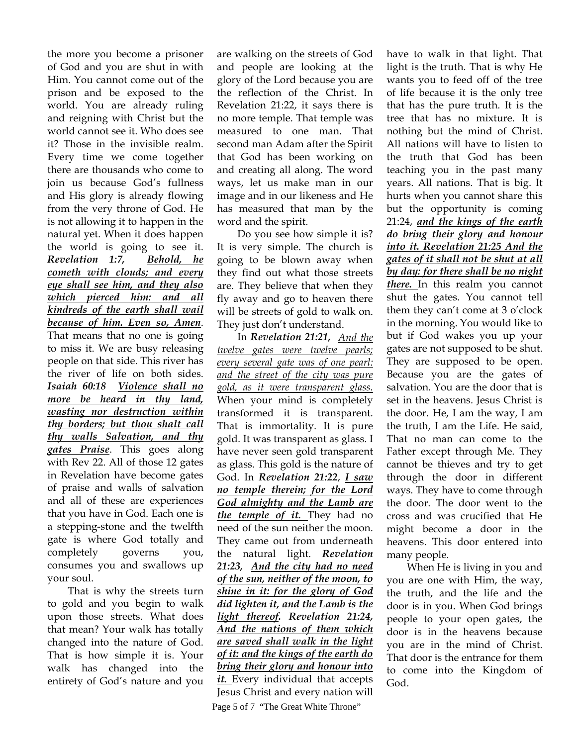the more you become a prisoner of God and you are shut in with Him. You cannot come out of the prison and be exposed to the world. You are already ruling and reigning with Christ but the world cannot see it. Who does see it? Those in the invisible realm. Every time we come together there are thousands who come to join us because God's fullness and His glory is already flowing from the very throne of God. He is not allowing it to happen in the natural yet. When it does happen the world is going to see it. ***Revelation 1:7,*** ***Behold, he cometh with clouds; and every eye shall see him, and they also which pierced him: and all kindreds of the earth shall wail because of him. Even so, Amen***. That means that no one is going to miss it. We are busy releasing people on that side. This river has the river of life on both sides. ***Isaiah 60:18*** ***Violence shall no more be heard in thy land, wasting nor destruction within thy borders; but thou shalt call thy walls Salvation, and thy gates Praise***. This goes along with Rev 22. All of those 12 gates in Revelation have become gates of praise and walls of salvation and all of these are experiences that you have in God. Each one is a stepping-stone and the twelfth gate is where God totally and completely governs you, consumes you and swallows up your soul.

That is why the streets turn to gold and you begin to walk upon those streets. What does that mean? Your walk has totally changed into the nature of God. That is how simple it is. Your walk has changed into the entirety of God's nature and you are walking on the streets of God and people are looking at the glory of the Lord because you are the reflection of the Christ. In Revelation 21:22, it says there is no more temple. That temple was measured to one man. That second man Adam after the Spirit that God has been working on and creating all along. The word ways, let us make man in our image and in our likeness and He has measured that man by the word and the spirit.

Do you see how simple it is? It is very simple. The church is going to be blown away when they find out what those streets are. They believe that when they fly away and go to heaven there will be streets of gold to walk on. They just don't understand.

In ***Revelation 21:21,*** *And the twelve gates were twelve pearls; every several gate was of one pearl: and the street of the city was pure gold, as it were transparent glass.* When your mind is completely transformed it is transparent. That is immortality. It is pure gold. It was transparent as glass. I have never seen gold transparent as glass. This gold is the nature of God. In ***Revelation 21:22***, ***I saw no temple therein; for the Lord God almighty and the Lamb are the temple of it.*** They had no need of the sun neither the moon. They came out from underneath the natural light. ***Revelation 21:23,*** ***And the city had no need of the sun, neither of the moon, to shine in it: for the glory of God did lighten it, and the Lamb is the light thereof. Revelation 21:24, And the nations of them which are saved shall walk in the light of it: and the kings of the earth do bring their glory and honour into it.*** Every individual that accepts Jesus Christ and every nation will have to walk in that light. That light is the truth. That is why He wants you to feed off of the tree of life because it is the only tree that has the pure truth. It is the tree that has no mixture. It is nothing but the mind of Christ. All nations will have to listen to the truth that God has been teaching you in the past many years. All nations. That is big. It hurts when you cannot share this but the opportunity is coming 21:24, ***and the kings of the earth do bring their glory and honour into it. Revelation 21:25 And the gates of it shall not be shut at all by day: for there shall be no night there.*** In this realm you cannot shut the gates. You cannot tell them they can't come at 3 o'clock in the morning. You would like to but if God wakes you up your gates are not supposed to be shut. They are supposed to be open. Because you are the gates of salvation. You are the door that is set in the heavens. Jesus Christ is the door. He, I am the way, I am the truth, I am the Life. He said, That no man can come to the Father except through Me. They cannot be thieves and try to get through the door in different ways. They have to come through the door. The door went to the cross and was crucified that He might become a door in the heavens. This door entered into many people.

When He is living in you and you are one with Him, the way, the truth, and the life and the door is in you. When God brings people to your open gates, the door is in the heavens because you are in the mind of Christ. That door is the entrance for them to come into the Kingdom of God.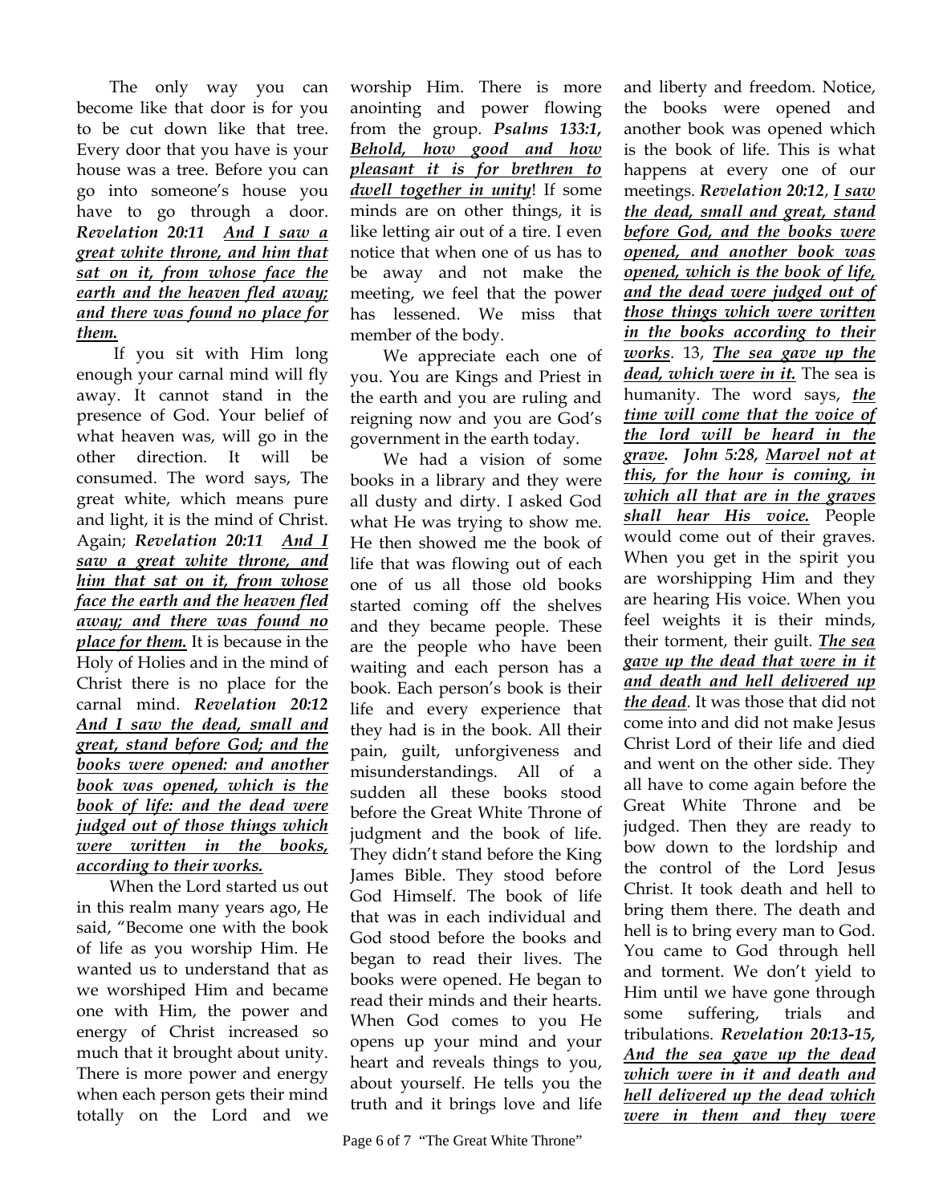The only way you can become like that door is for you to be cut down like that tree. Every door that you have is your house was a tree. Before you can go into someone's house you have to go through a door. ***Revelation 20:11*** ***<u>And I saw a great white throne, and him that sat on it, from whose face the earth and the heaven fled away; and there was found no place for them.</u>***

If you sit with Him long enough your carnal mind will fly away. It cannot stand in the presence of God. Your belief of what heaven was, will go in the other direction. It will be consumed. The word says, The great white, which means pure and light, it is the mind of Christ. Again; ***Revelation 20:11*** ***<u>And I saw a great white throne, and him that sat on it, from whose face the earth and the heaven fled away; and there was found no place for them.</u>*** It is because in the Holy of Holies and in the mind of Christ there is no place for the carnal mind. ***Revelation 20:12*** ***<u>And I saw the dead, small and great, stand before God; and the books were opened: and another book was opened, which is the book of life: and the dead were judged out of those things which were written in the books, according to their works.</u>***

When the Lord started us out in this realm many years ago, He said, "Become one with the book of life as you worship Him. He wanted us to understand that as we worshiped Him and became one with Him, the power and energy of Christ increased so much that it brought about unity. There is more power and energy when each person gets their mind totally on the Lord and we worship Him. There is more anointing and power flowing from the group. ***Psalms 133:1, <u>Behold, how good and how pleasant it is for brethren to dwell together in unity</u>***! If some minds are on other things, it is like letting air out of a tire. I even notice that when one of us has to be away and not make the meeting, we feel that the power has lessened. We miss that member of the body.

We appreciate each one of you. You are Kings and Priest in the earth and you are ruling and reigning now and you are God's government in the earth today.

We had a vision of some books in a library and they were all dusty and dirty. I asked God what He was trying to show me. He then showed me the book of life that was flowing out of each one of us all those old books started coming off the shelves and they became people. These are the people who have been waiting and each person has a book. Each person's book is their life and every experience that they had is in the book. All their pain, guilt, unforgiveness and misunderstandings. All of a sudden all these books stood before the Great White Throne of judgment and the book of life. They didn't stand before the King James Bible. They stood before God Himself. The book of life that was in each individual and God stood before the books and began to read their lives. The books were opened. He began to read their minds and their hearts. When God comes to you He opens up your mind and your heart and reveals things to you, about yourself. He tells you the truth and it brings love and life and liberty and freedom. Notice, the books were opened and another book was opened which is the book of life. This is what happens at every one of our meetings. ***Revelation 20:12***, ***<u>I saw the dead, small and great, stand before God, and the books were opened, and another book was opened, which is the book of life, and the dead were judged out of those things which were written in the books according to their works</u>***. 13, ***<u>The sea gave up the dead, which were in it.</u>*** The sea is humanity. The word says, ***<u>the time will come that the voice of the lord will be heard in the grave.</u>*** ***John 5:28, <u>Marvel not at this, for the hour is coming, in which all that are in the graves shall hear His voice.</u>*** People would come out of their graves. When you get in the spirit you are worshipping Him and they are hearing His voice. When you feel weights it is their minds, their torment, their guilt. ***<u>The sea gave up the dead that were in it and death and hell delivered up the dead</u>***. It was those that did not come into and did not make Jesus Christ Lord of their life and died and went on the other side. They all have to come again before the Great White Throne and be judged. Then they are ready to bow down to the lordship and the control of the Lord Jesus Christ. It took death and hell to bring them there. The death and hell is to bring every man to God. You came to God through hell and torment. We don't yield to Him until we have gone through some suffering, trials and tribulations. ***Revelation 20:13-15, <u>And the sea gave up the dead which were in it and death and hell delivered up the dead which were in them and they were</u>***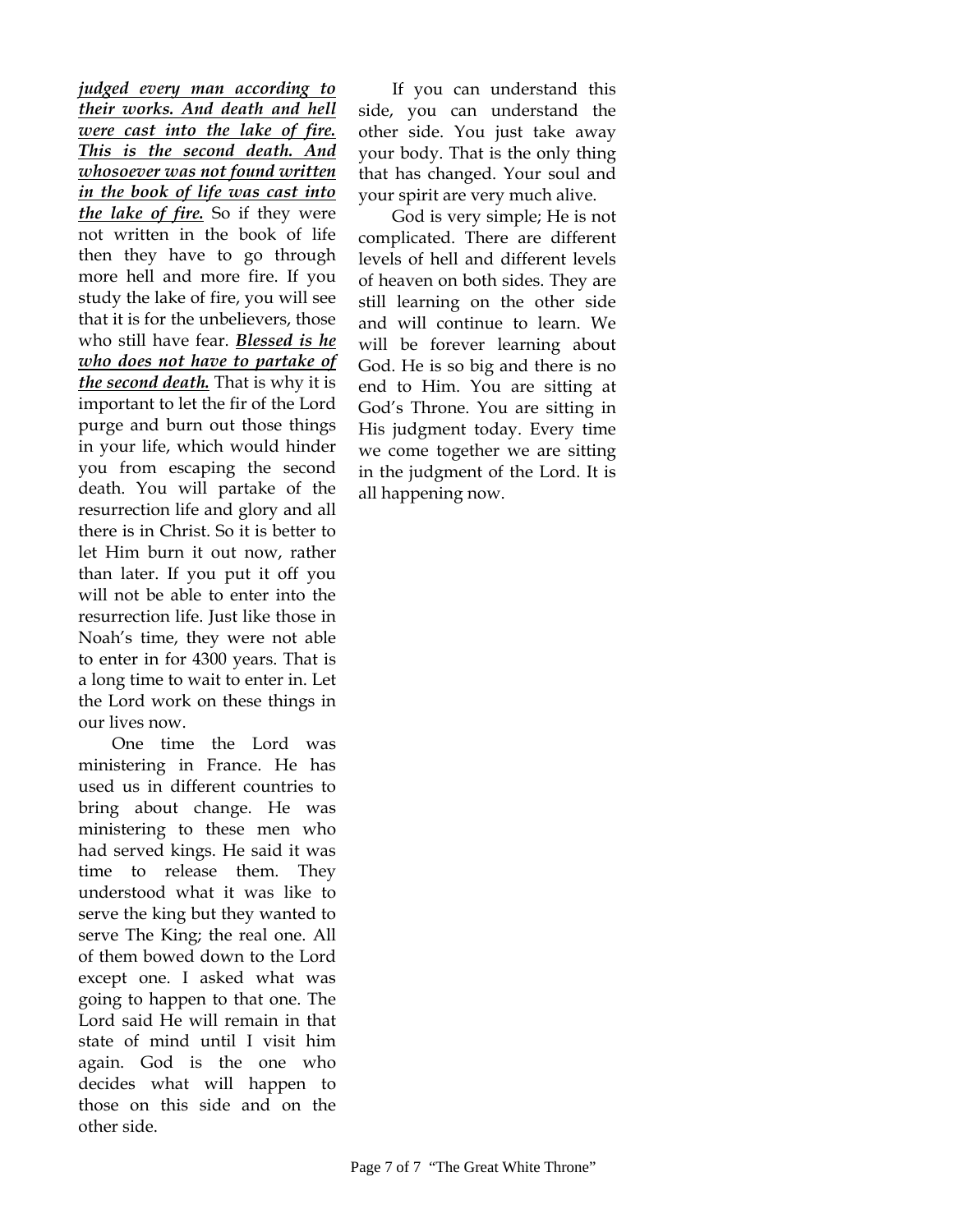***judged every man according to their works. And death and hell were cast into the lake of fire. This is the second death. And whosoever was not found written in the book of life was cast into the lake of fire.*** So if they were not written in the book of life then they have to go through more hell and more fire. If you study the lake of fire, you will see that it is for the unbelievers, those who still have fear. ***Blessed is he who does not have to partake of the second death.*** That is why it is important to let the fir of the Lord purge and burn out those things in your life, which would hinder you from escaping the second death. You will partake of the resurrection life and glory and all there is in Christ. So it is better to let Him burn it out now, rather than later. If you put it off you will not be able to enter into the resurrection life. Just like those in Noah's time, they were not able to enter in for 4300 years. That is a long time to wait to enter in. Let the Lord work on these things in our lives now.

One time the Lord was ministering in France. He has used us in different countries to bring about change. He was ministering to these men who had served kings. He said it was time to release them. They understood what it was like to serve the king but they wanted to serve The King; the real one. All of them bowed down to the Lord except one. I asked what was going to happen to that one. The Lord said He will remain in that state of mind until I visit him again. God is the one who decides what will happen to those on this side and on the other side.

If you can understand this side, you can understand the other side. You just take away your body. That is the only thing that has changed. Your soul and your spirit are very much alive.

God is very simple; He is not complicated. There are different levels of hell and different levels of heaven on both sides. They are still learning on the other side and will continue to learn. We will be forever learning about God. He is so big and there is no end to Him. You are sitting at God's Throne. You are sitting in His judgment today. Every time we come together we are sitting in the judgment of the Lord. It is all happening now.